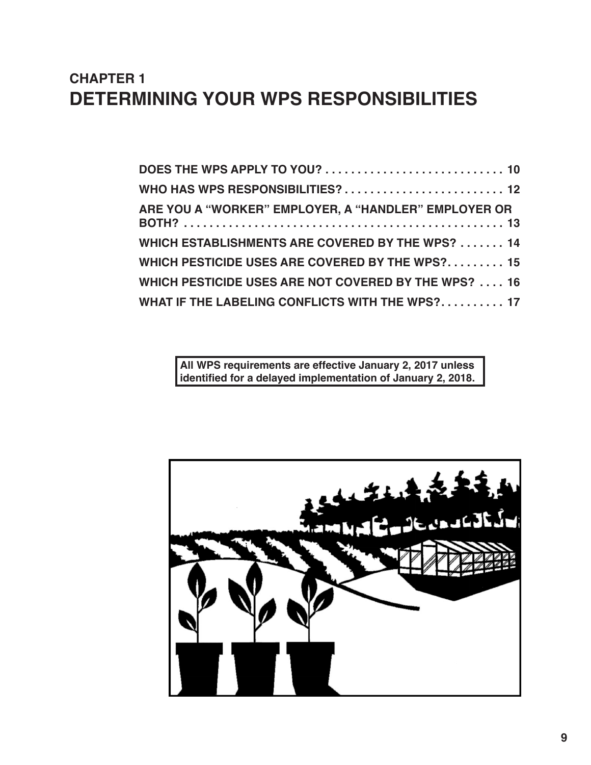# CHAPTER 1
# DETERMINING YOUR WPS RESPONSIBILITIES

DOES THE WPS APPLY TO YOU? . . . . . . . . . . . . . . . . . . . . . . . . . . . . 10

WHO HAS WPS RESPONSIBILITIES? . . . . . . . . . . . . . . . . . . . . . . . . . 12

ARE YOU A “WORKER” EMPLOYER, A “HANDLER” EMPLOYER OR BOTH? . . . . . . . . . . . . . . . . . . . . . . . . . . . . . . . . . . . . . . . . . . . . . . . . . 13

WHICH ESTABLISHMENTS ARE COVERED BY THE WPS? . . . . . . . 14

WHICH PESTICIDE USES ARE COVERED BY THE WPS?. . . . . . . . . 15

WHICH PESTICIDE USES ARE NOT COVERED BY THE WPS? . . . . 16

WHAT IF THE LABELING CONFLICTS WITH THE WPS?. . . . . . . . . . 17

**All WPS requirements are effective January 2, 2017 unless identified for a delayed implementation of January 2, 2018.**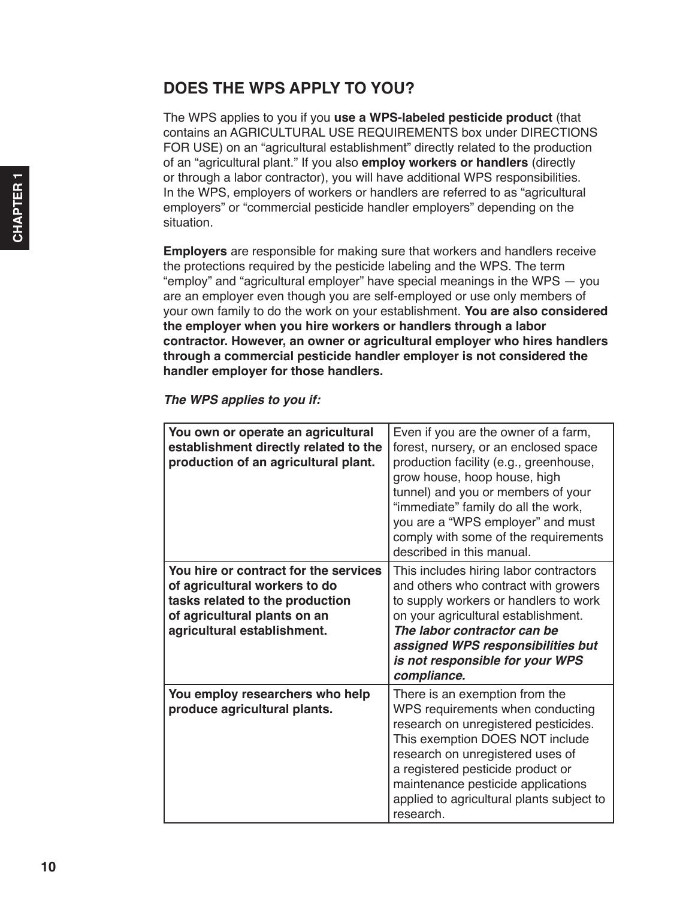## DOES THE WPS APPLY TO YOU?

The WPS applies to you if you **use a WPS-labeled pesticide product** (that contains an AGRICULTURAL USE REQUIREMENTS box under DIRECTIONS FOR USE) on an "agricultural establishment" directly related to the production of an "agricultural plant." If you also **employ workers or handlers** (directly or through a labor contractor), you will have additional WPS responsibilities. In the WPS, employers of workers or handlers are referred to as "agricultural employers" or "commercial pesticide handler employers" depending on the situation.

**Employers** are responsible for making sure that workers and handlers receive the protections required by the pesticide labeling and the WPS. The term "employ" and "agricultural employer" have special meanings in the WPS — you are an employer even though you are self-employed or use only members of your own family to do the work on your establishment. **You are also considered the employer when you hire workers or handlers through a labor contractor. However, an owner or agricultural employer who hires handlers through a commercial pesticide handler employer is not considered the handler employer for those handlers.**

***The WPS applies to you if:***

| | |
|---|---|
| **You own or operate an agricultural establishment directly related to the production of an agricultural plant.** | Even if you are the owner of a farm, forest, nursery, or an enclosed space production facility (e.g., greenhouse, grow house, hoop house, high tunnel) and you or members of your "immediate" family do all the work, you are a "WPS employer" and must comply with some of the requirements described in this manual. |
| **You hire or contract for the services of agricultural workers to do tasks related to the production of agricultural plants on an agricultural establishment.** | This includes hiring labor contractors and others who contract with growers to supply workers or handlers to work on your agricultural establishment. ***The labor contractor can be assigned WPS responsibilities but is not responsible for your WPS compliance.*** |
| **You employ researchers who help produce agricultural plants.** | There is an exemption from the WPS requirements when conducting research on unregistered pesticides. This exemption DOES NOT include research on unregistered uses of a registered pesticide product or maintenance pesticide applications applied to agricultural plants subject to research. |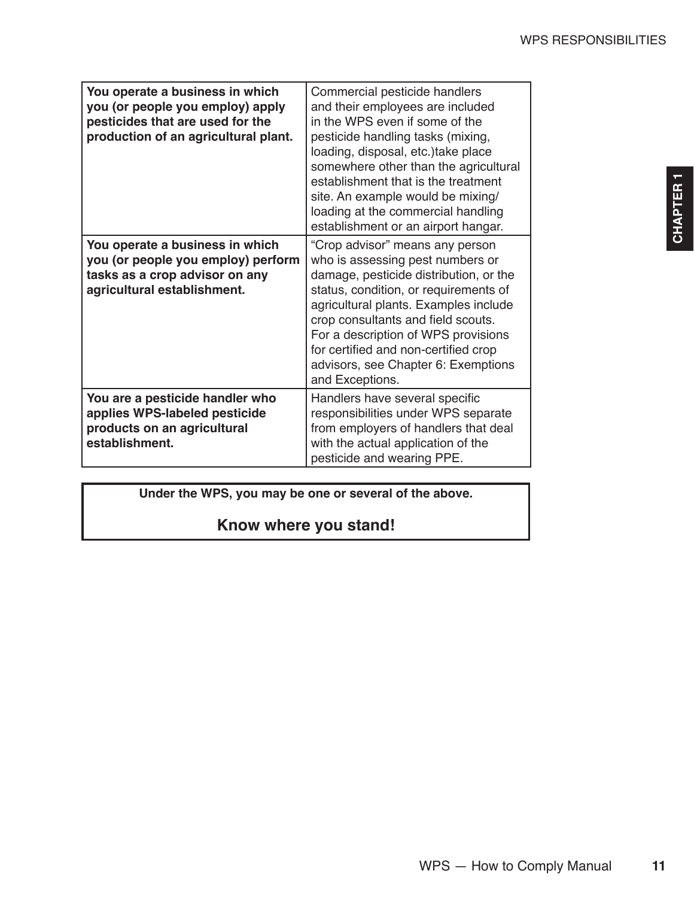| | |
|---|---|
| **You operate a business in which you (or people you employ) apply pesticides that are used for the production of an agricultural plant.** | Commercial pesticide handlers and their employees are included in the WPS even if some of the pesticide handling tasks (mixing, loading, disposal, etc.)take place somewhere other than the agricultural establishment that is the treatment site. An example would be mixing/loading at the commercial handling establishment or an airport hangar. |
| **You operate a business in which you (or people you employ) perform tasks as a crop advisor on any agricultural establishment.** | "Crop advisor" means any person who is assessing pest numbers or damage, pesticide distribution, or the status, condition, or requirements of agricultural plants. Examples include crop consultants and field scouts. For a description of WPS provisions for certified and non-certified crop advisors, see Chapter 6: Exemptions and Exceptions. |
| **You are a pesticide handler who applies WPS-labeled pesticide products on an agricultural establishment.** | Handlers have several specific responsibilities under WPS separate from employers of handlers that deal with the actual application of the pesticide and wearing PPE. |

**Under the WPS, you may be one or several of the above.**

**Know where you stand!**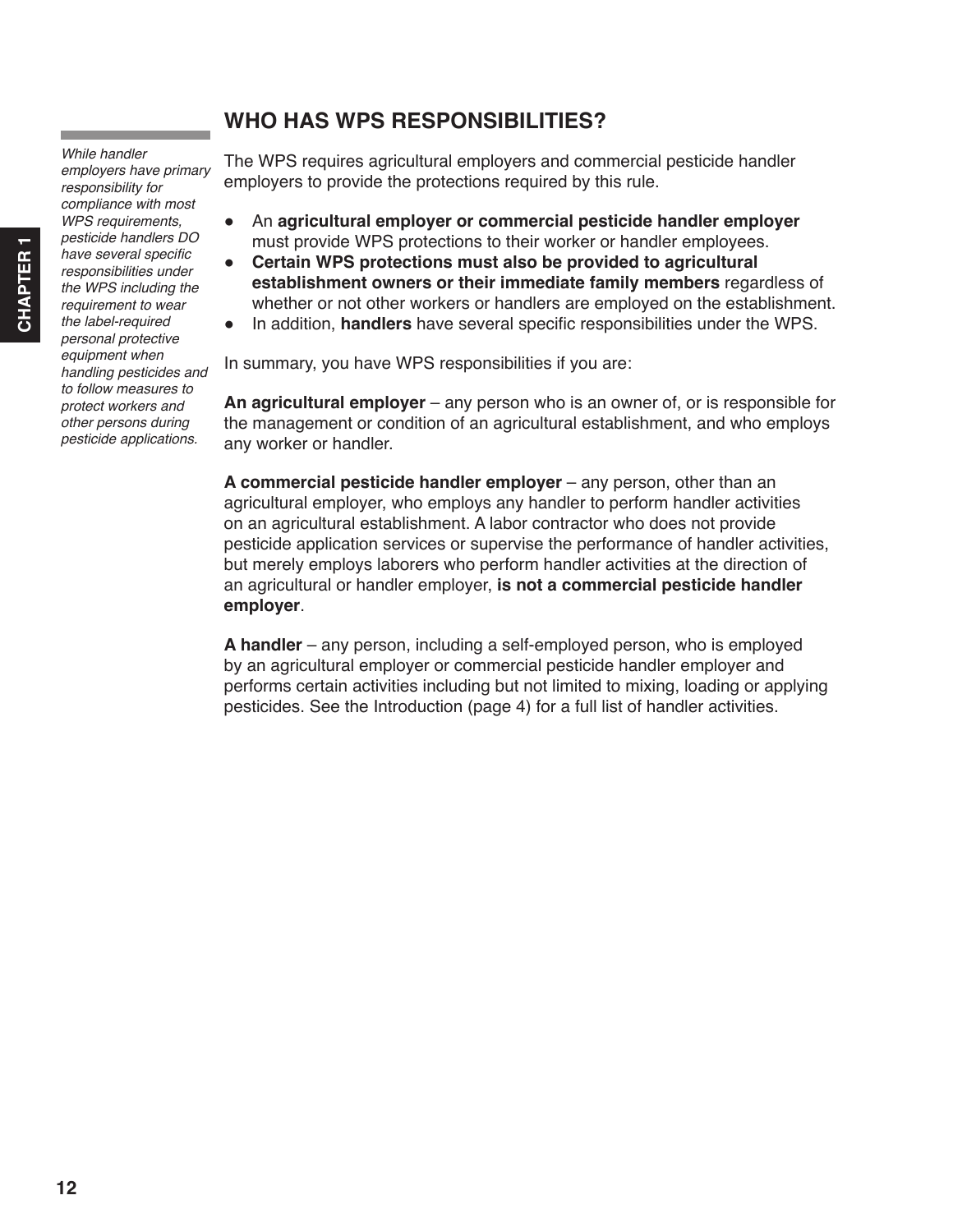## WHO HAS WPS RESPONSIBILITIES?

*While handler employers have primary responsibility for compliance with most WPS requirements, pesticide handlers DO have several specific responsibilities under the WPS including the requirement to wear the label-required personal protective equipment when handling pesticides and to follow measures to protect workers and other persons during pesticide applications.*

The WPS requires agricultural employers and commercial pesticide handler employers to provide the protections required by this rule.

- An **agricultural employer or commercial pesticide handler employer** must provide WPS protections to their worker or handler employees.
- **Certain WPS protections must also be provided to agricultural establishment owners or their immediate family members** regardless of whether or not other workers or handlers are employed on the establishment.
- In addition, **handlers** have several specific responsibilities under the WPS.

In summary, you have WPS responsibilities if you are:

**An agricultural employer** – any person who is an owner of, or is responsible for the management or condition of an agricultural establishment, and who employs any worker or handler.

**A commercial pesticide handler employer** – any person, other than an agricultural employer, who employs any handler to perform handler activities on an agricultural establishment. A labor contractor who does not provide pesticide application services or supervise the performance of handler activities, but merely employs laborers who perform handler activities at the direction of an agricultural or handler employer, **is not a commercial pesticide handler employer**.

**A handler** – any person, including a self-employed person, who is employed by an agricultural employer or commercial pesticide handler employer and performs certain activities including but not limited to mixing, loading or applying pesticides. See the Introduction (page 4) for a full list of handler activities.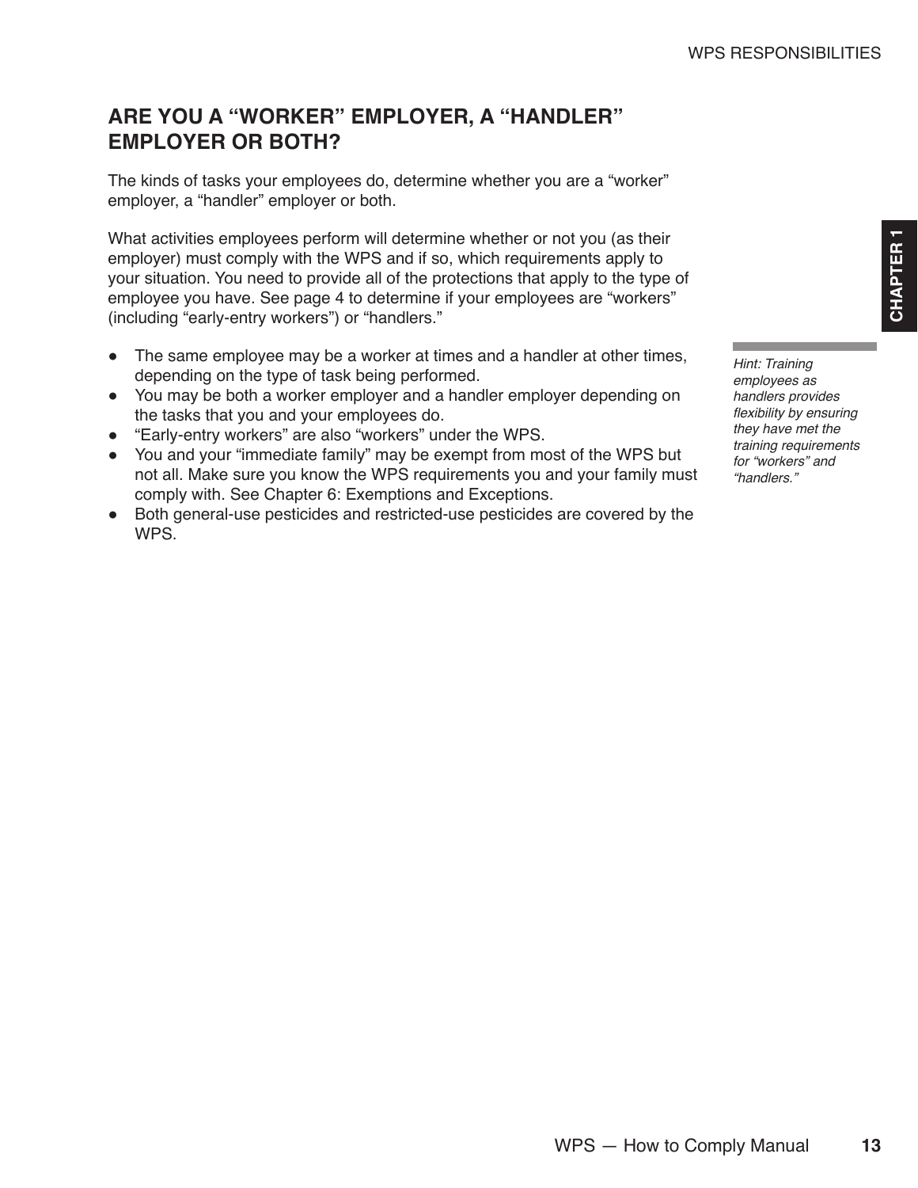## ARE YOU A "WORKER" EMPLOYER, A "HANDLER" EMPLOYER OR BOTH?

The kinds of tasks your employees do, determine whether you are a "worker" employer, a "handler" employer or both.

What activities employees perform will determine whether or not you (as their employer) must comply with the WPS and if so, which requirements apply to your situation. You need to provide all of the protections that apply to the type of employee you have. See page 4 to determine if your employees are "workers" (including "early-entry workers") or "handlers."

- The same employee may be a worker at times and a handler at other times, depending on the type of task being performed.
- You may be both a worker employer and a handler employer depending on the tasks that you and your employees do.
- "Early-entry workers" are also "workers" under the WPS.
- You and your "immediate family" may be exempt from most of the WPS but not all. Make sure you know the WPS requirements you and your family must comply with. See Chapter 6: Exemptions and Exceptions.
- Both general-use pesticides and restricted-use pesticides are covered by the WPS.

*Hint: Training employees as handlers provides flexibility by ensuring they have met the training requirements for "workers" and "handlers."*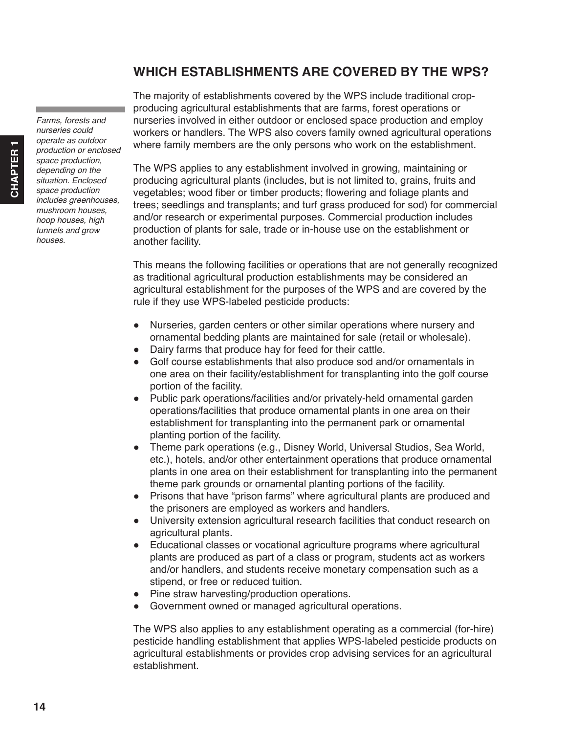## WHICH ESTABLISHMENTS ARE COVERED BY THE WPS?

The majority of establishments covered by the WPS include traditional crop-producing agricultural establishments that are farms, forest operations or nurseries involved in either outdoor or enclosed space production and employ workers or handlers. The WPS also covers family owned agricultural operations where family members are the only persons who work on the establishment.

*Farms, forests and nurseries could operate as outdoor production or enclosed space production, depending on the situation. Enclosed space production includes greenhouses, mushroom houses, hoop houses, high tunnels and grow houses.*

The WPS applies to any establishment involved in growing, maintaining or producing agricultural plants (includes, but is not limited to, grains, fruits and vegetables; wood fiber or timber products; flowering and foliage plants and trees; seedlings and transplants; and turf grass produced for sod) for commercial and/or research or experimental purposes. Commercial production includes production of plants for sale, trade or in-house use on the establishment or another facility.

This means the following facilities or operations that are not generally recognized as traditional agricultural production establishments may be considered an agricultural establishment for the purposes of the WPS and are covered by the rule if they use WPS-labeled pesticide products:

- Nurseries, garden centers or other similar operations where nursery and ornamental bedding plants are maintained for sale (retail or wholesale).
- Dairy farms that produce hay for feed for their cattle.
- Golf course establishments that also produce sod and/or ornamentals in one area on their facility/establishment for transplanting into the golf course portion of the facility.
- Public park operations/facilities and/or privately-held ornamental garden operations/facilities that produce ornamental plants in one area on their establishment for transplanting into the permanent park or ornamental planting portion of the facility.
- Theme park operations (e.g., Disney World, Universal Studios, Sea World, etc.), hotels, and/or other entertainment operations that produce ornamental plants in one area on their establishment for transplanting into the permanent theme park grounds or ornamental planting portions of the facility.
- Prisons that have “prison farms” where agricultural plants are produced and the prisoners are employed as workers and handlers.
- University extension agricultural research facilities that conduct research on agricultural plants.
- Educational classes or vocational agriculture programs where agricultural plants are produced as part of a class or program, students act as workers and/or handlers, and students receive monetary compensation such as a stipend, or free or reduced tuition.
- Pine straw harvesting/production operations.
- Government owned or managed agricultural operations.

The WPS also applies to any establishment operating as a commercial (for-hire) pesticide handling establishment that applies WPS-labeled pesticide products on agricultural establishments or provides crop advising services for an agricultural establishment.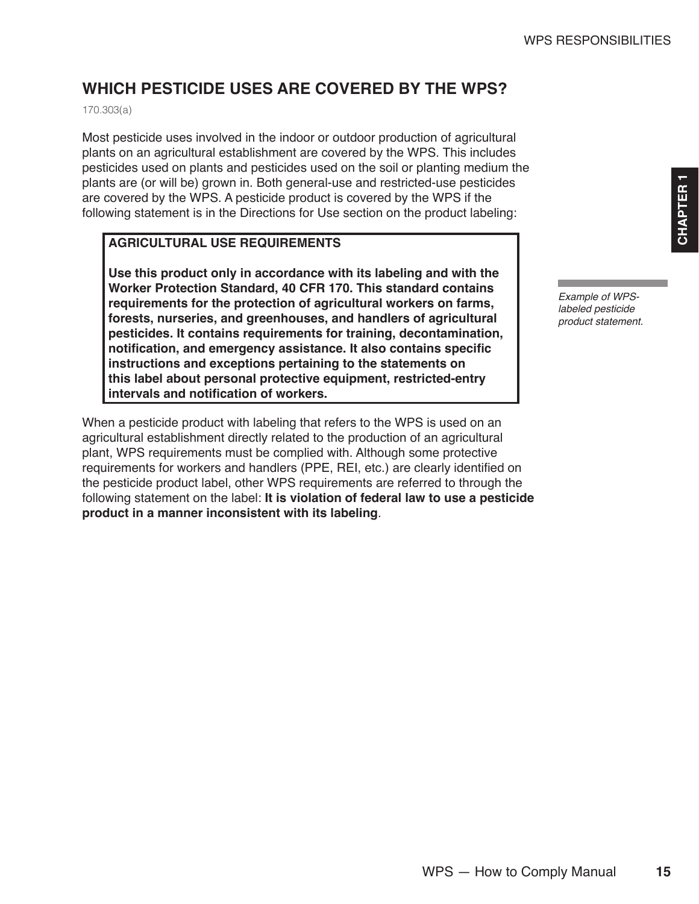## WHICH PESTICIDE USES ARE COVERED BY THE WPS?

170.303(a)

Most pesticide uses involved in the indoor or outdoor production of agricultural plants on an agricultural establishment are covered by the WPS. This includes pesticides used on plants and pesticides used on the soil or planting medium the plants are (or will be) grown in. Both general-use and restricted-use pesticides are covered by the WPS. A pesticide product is covered by the WPS if the following statement is in the Directions for Use section on the product labeling:

> **AGRICULTURAL USE REQUIREMENTS**
>
> **Use this product only in accordance with its labeling and with the Worker Protection Standard, 40 CFR 170. This standard contains requirements for the protection of agricultural workers on farms, forests, nurseries, and greenhouses, and handlers of agricultural pesticides. It contains requirements for training, decontamination, notification, and emergency assistance. It also contains specific instructions and exceptions pertaining to the statements on this label about personal protective equipment, restricted-entry intervals and notification of workers.**

*Example of WPS-labeled pesticide product statement.*

When a pesticide product with labeling that refers to the WPS is used on an agricultural establishment directly related to the production of an agricultural plant, WPS requirements must be complied with. Although some protective requirements for workers and handlers (PPE, REI, etc.) are clearly identified on the pesticide product label, other WPS requirements are referred to through the following statement on the label: **It is violation of federal law to use a pesticide product in a manner inconsistent with its labeling**.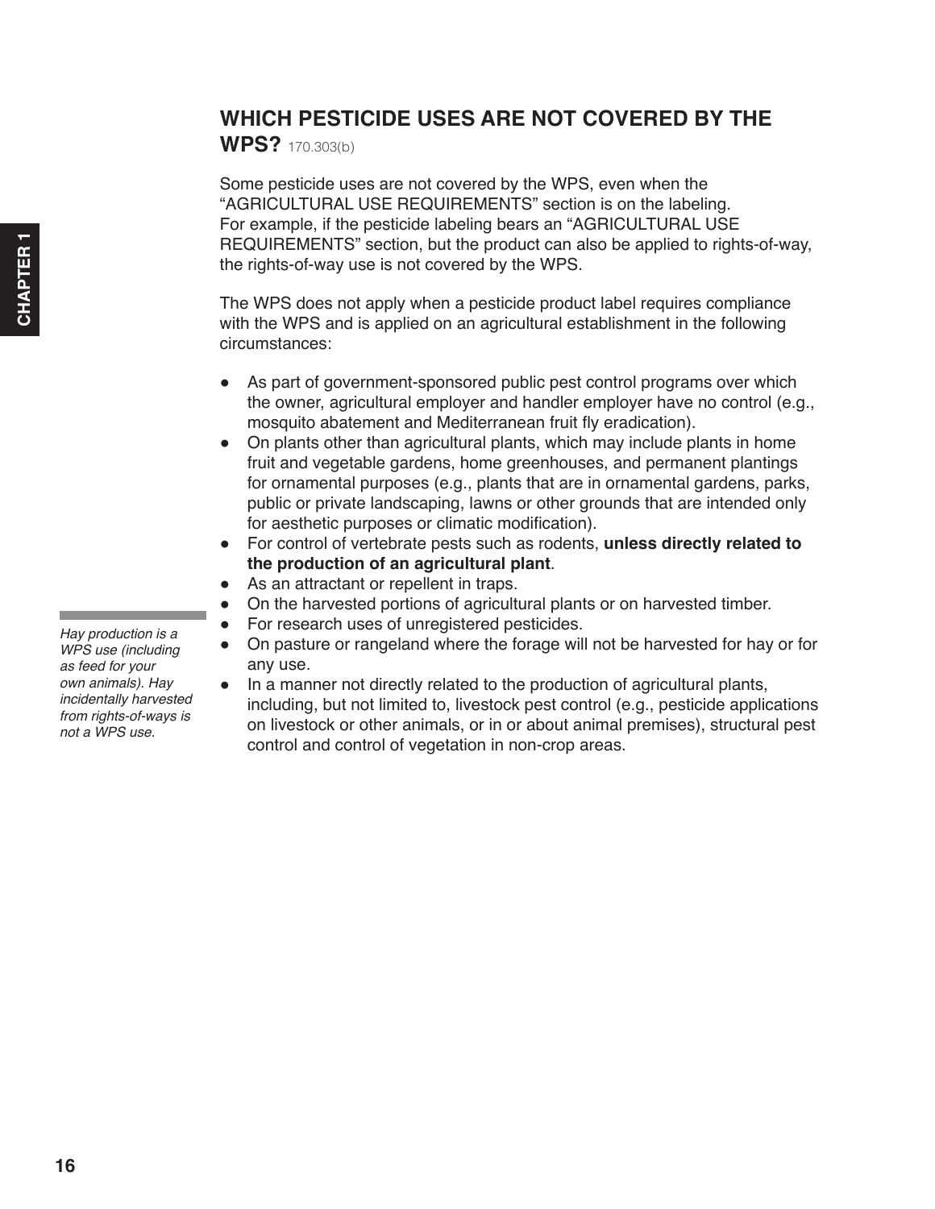## WHICH PESTICIDE USES ARE NOT COVERED BY THE WPS? 170.303(b)

Some pesticide uses are not covered by the WPS, even when the "AGRICULTURAL USE REQUIREMENTS" section is on the labeling. For example, if the pesticide labeling bears an "AGRICULTURAL USE REQUIREMENTS" section, but the product can also be applied to rights-of-way, the rights-of-way use is not covered by the WPS.

The WPS does not apply when a pesticide product label requires compliance with the WPS and is applied on an agricultural establishment in the following circumstances:

- As part of government-sponsored public pest control programs over which the owner, agricultural employer and handler employer have no control (e.g., mosquito abatement and Mediterranean fruit fly eradication).
- On plants other than agricultural plants, which may include plants in home fruit and vegetable gardens, home greenhouses, and permanent plantings for ornamental purposes (e.g., plants that are in ornamental gardens, parks, public or private landscaping, lawns or other grounds that are intended only for aesthetic purposes or climatic modification).
- For control of vertebrate pests such as rodents, **unless directly related to the production of an agricultural plant**.
- As an attractant or repellent in traps.
- On the harvested portions of agricultural plants or on harvested timber.
- For research uses of unregistered pesticides.
- On pasture or rangeland where the forage will not be harvested for hay or for any use.
- In a manner not directly related to the production of agricultural plants, including, but not limited to, livestock pest control (e.g., pesticide applications on livestock or other animals, or in or about animal premises), structural pest control and control of vegetation in non-crop areas.

*Hay production is a WPS use (including as feed for your own animals). Hay incidentally harvested from rights-of-ways is not a WPS use.*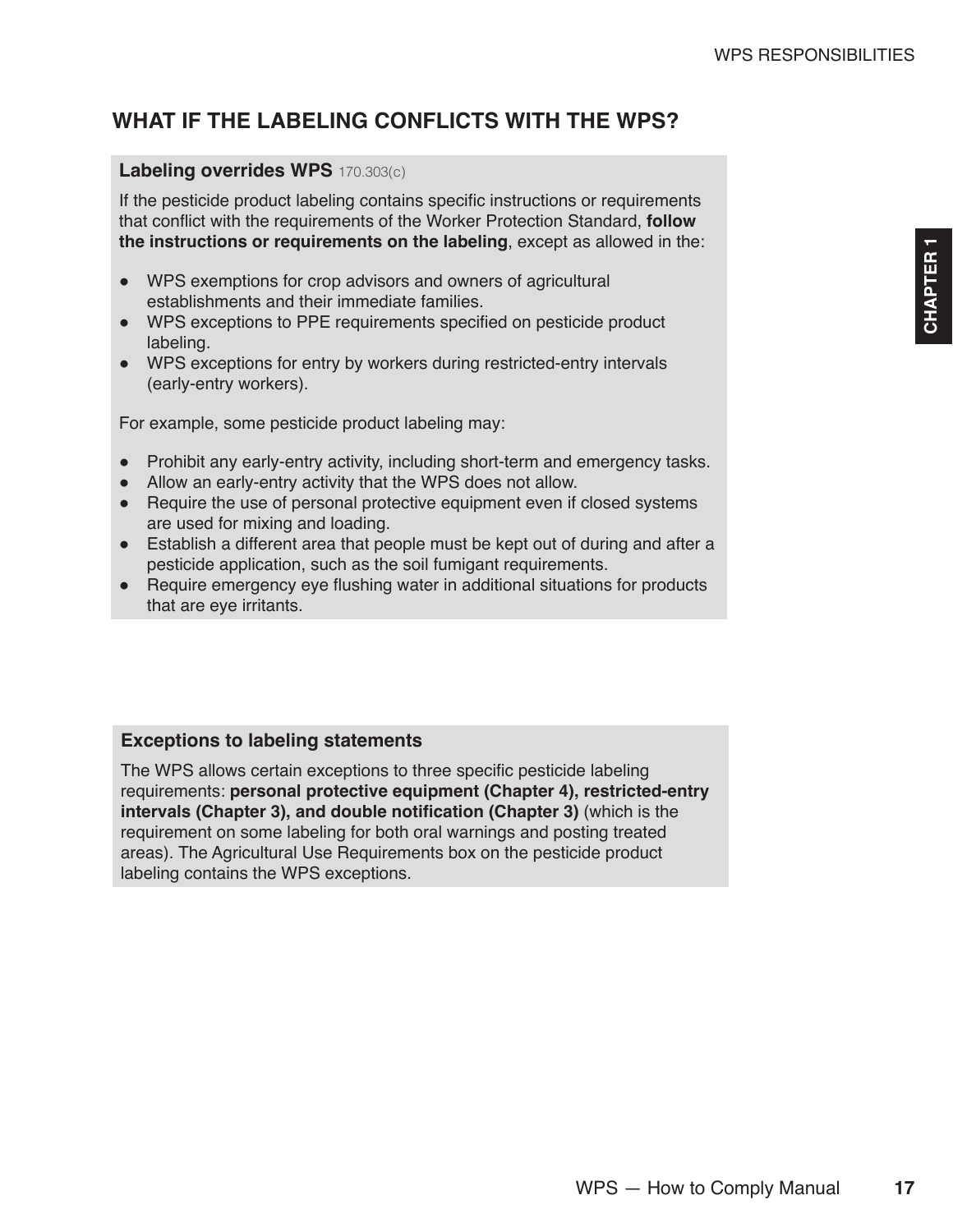## WHAT IF THE LABELING CONFLICTS WITH THE WPS?

### Labeling overrides WPS 170.303(c)

If the pesticide product labeling contains specific instructions or requirements that conflict with the requirements of the Worker Protection Standard, **follow the instructions or requirements on the labeling**, except as allowed in the:

- WPS exemptions for crop advisors and owners of agricultural establishments and their immediate families.
- WPS exceptions to PPE requirements specified on pesticide product labeling.
- WPS exceptions for entry by workers during restricted-entry intervals (early-entry workers).

For example, some pesticide product labeling may:

- Prohibit any early-entry activity, including short-term and emergency tasks.
- Allow an early-entry activity that the WPS does not allow.
- Require the use of personal protective equipment even if closed systems are used for mixing and loading.
- Establish a different area that people must be kept out of during and after a pesticide application, such as the soil fumigant requirements.
- Require emergency eye flushing water in additional situations for products that are eye irritants.

### Exceptions to labeling statements

The WPS allows certain exceptions to three specific pesticide labeling requirements: **personal protective equipment (Chapter 4), restricted-entry intervals (Chapter 3), and double notification (Chapter 3)** (which is the requirement on some labeling for both oral warnings and posting treated areas). The Agricultural Use Requirements box on the pesticide product labeling contains the WPS exceptions.